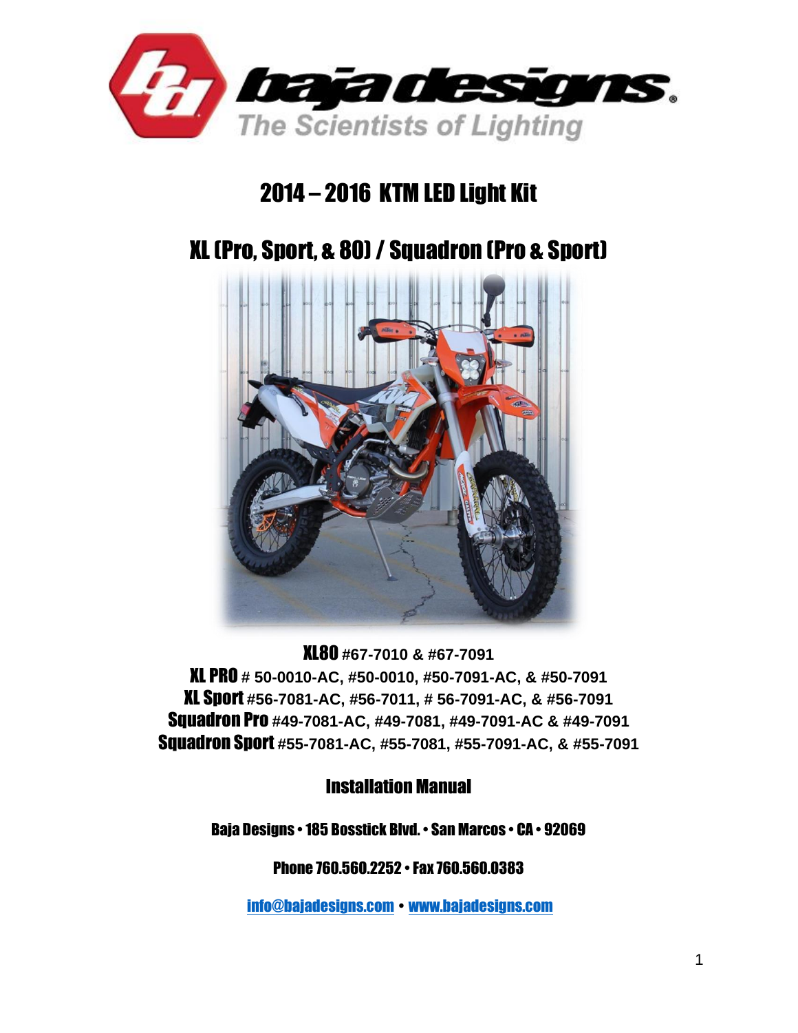baja designs

The Scientists of Lighting

# 2014 – 2016 KTM LED Light Kit

## XL (Pro, Sport, & 80) / Squadron (Pro & Sport)

**XL80** #67-7010 & #67-7091
**XL PRO** # 50-0010-AC, #50-0010, #50-7091-AC, & #50-7091
**XL Sport** #56-7081-AC, #56-7011, # 56-7091-AC, & #56-7091
**Squadron Pro** #49-7081-AC, #49-7081, #49-7091-AC & #49-7091
**Squadron Sport** #55-7081-AC, #55-7081, #55-7091-AC, & #55-7091

## Installation Manual

Baja Designs • 185 Bosstick Blvd. • San Marcos • CA • 92069

Phone 760.560.2252 • Fax 760.560.0383

info@bajadesigns.com • www.bajadesigns.com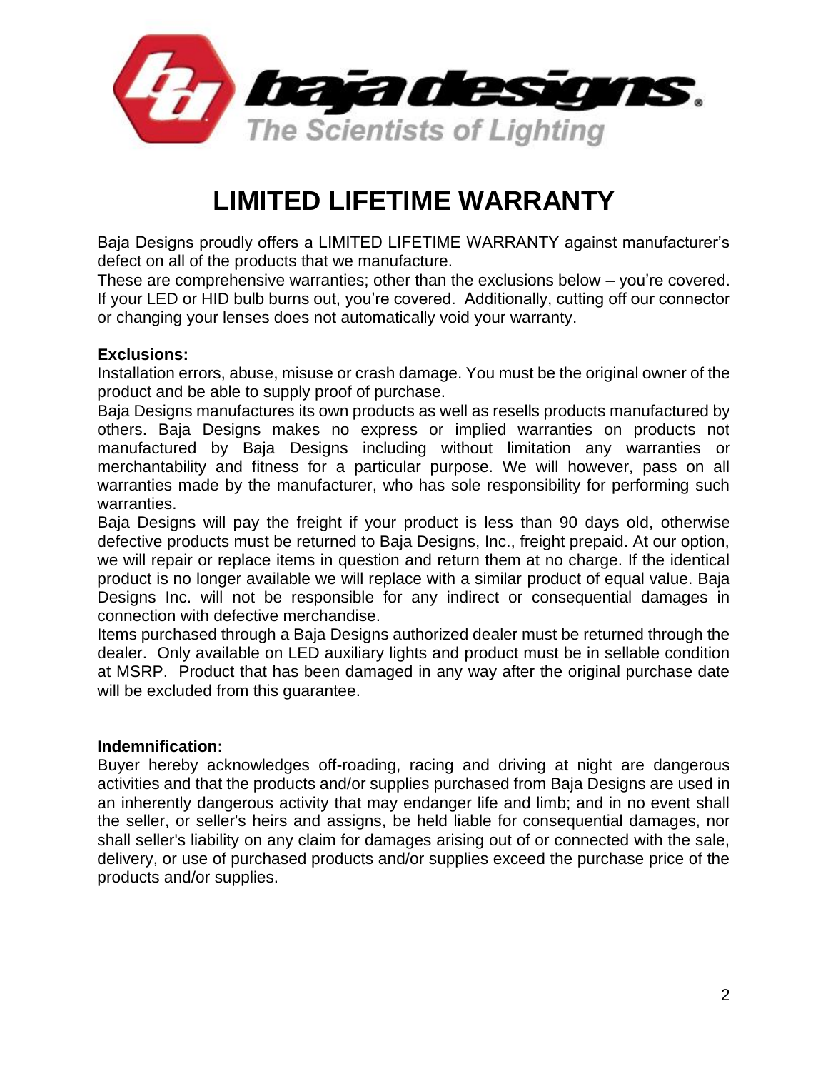# LIMITED LIFETIME WARRANTY

Baja Designs proudly offers a LIMITED LIFETIME WARRANTY against manufacturer's defect on all of the products that we manufacture.
These are comprehensive warranties; other than the exclusions below – you're covered. If your LED or HID bulb burns out, you're covered. Additionally, cutting off our connector or changing your lenses does not automatically void your warranty.

**Exclusions:**
Installation errors, abuse, misuse or crash damage. You must be the original owner of the product and be able to supply proof of purchase.
Baja Designs manufactures its own products as well as resells products manufactured by others. Baja Designs makes no express or implied warranties on products not manufactured by Baja Designs including without limitation any warranties or merchantability and fitness for a particular purpose. We will however, pass on all warranties made by the manufacturer, who has sole responsibility for performing such warranties.
Baja Designs will pay the freight if your product is less than 90 days old, otherwise defective products must be returned to Baja Designs, Inc., freight prepaid. At our option, we will repair or replace items in question and return them at no charge. If the identical product is no longer available we will replace with a similar product of equal value. Baja Designs Inc. will not be responsible for any indirect or consequential damages in connection with defective merchandise.
Items purchased through a Baja Designs authorized dealer must be returned through the dealer. Only available on LED auxiliary lights and product must be in sellable condition at MSRP. Product that has been damaged in any way after the original purchase date will be excluded from this guarantee.

**Indemnification:**
Buyer hereby acknowledges off-roading, racing and driving at night are dangerous activities and that the products and/or supplies purchased from Baja Designs are used in an inherently dangerous activity that may endanger life and limb; and in no event shall the seller, or seller's heirs and assigns, be held liable for consequential damages, nor shall seller's liability on any claim for damages arising out of or connected with the sale, delivery, or use of purchased products and/or supplies exceed the purchase price of the products and/or supplies.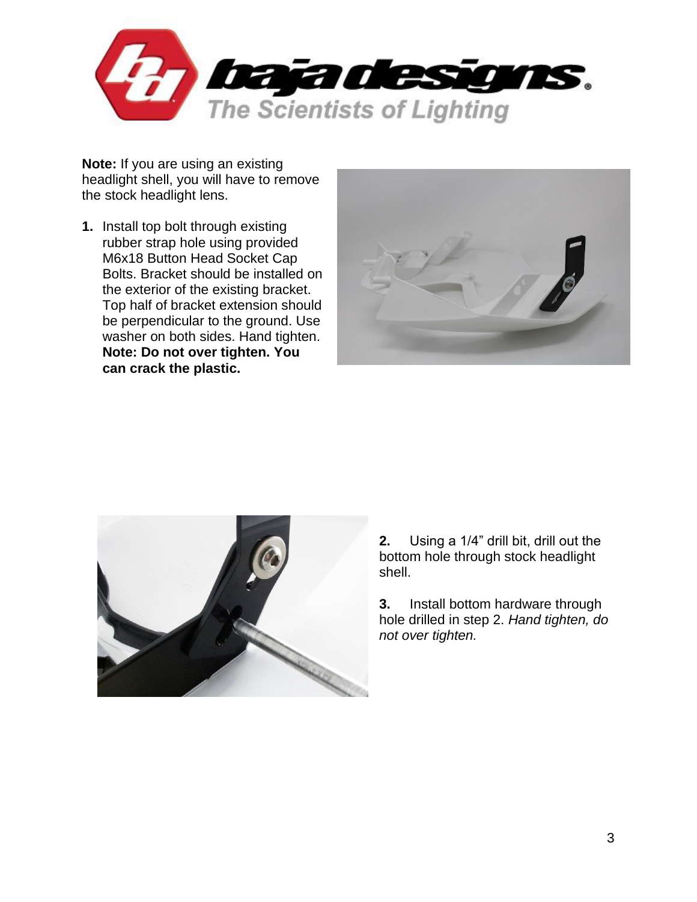**Note:** If you are using an existing headlight shell, you will have to remove the stock headlight lens.

1. Install top bolt through existing rubber strap hole using provided M6x18 Button Head Socket Cap Bolts. Bracket should be installed on the exterior of the existing bracket. Top half of bracket extension should be perpendicular to the ground. Use washer on both sides. Hand tighten. **Note: Do not over tighten. You can crack the plastic.**

2. Using a 1/4” drill bit, drill out the bottom hole through stock headlight shell.

3. Install bottom hardware through hole drilled in step 2. *Hand tighten, do not over tighten.*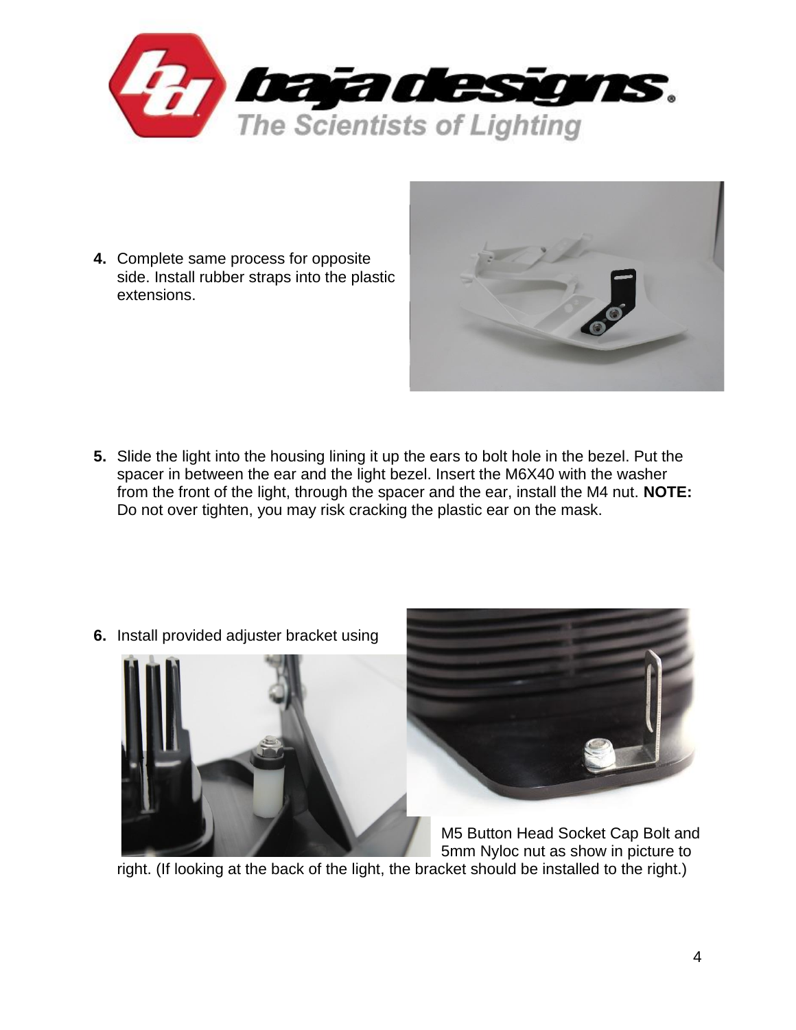4. Complete same process for opposite side. Install rubber straps into the plastic extensions.

5. Slide the light into the housing lining it up the ears to bolt hole in the bezel. Put the spacer in between the ear and the light bezel. Insert the M6X40 with the washer from the front of the light, through the spacer and the ear, install the M4 nut. **NOTE:** Do not over tighten, you may risk cracking the plastic ear on the mask.

6. Install provided adjuster bracket using M5 Button Head Socket Cap Bolt and 5mm Nyloc nut as show in picture to right. (If looking at the back of the light, the bracket should be installed to the right.)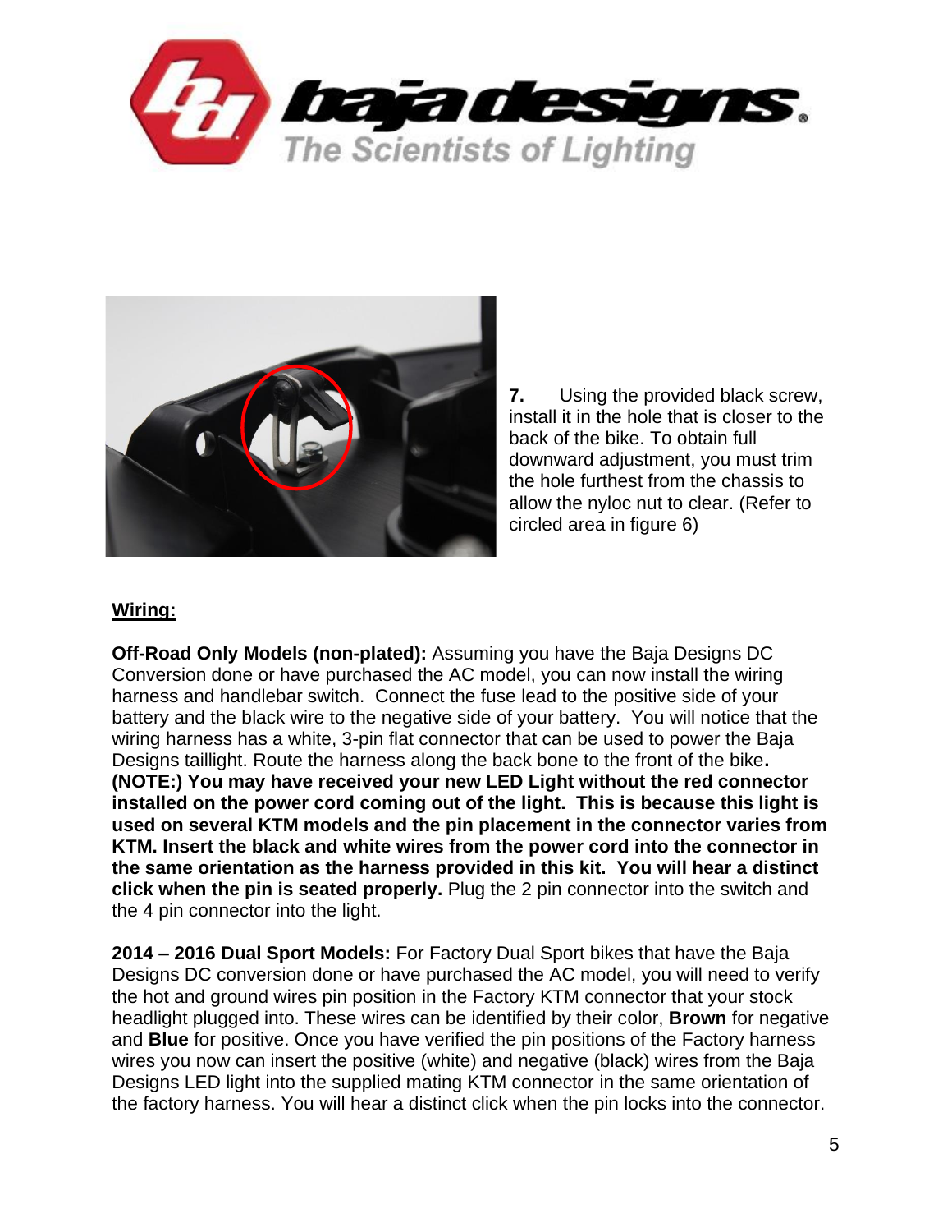**7.** Using the provided black screw, install it in the hole that is closer to the back of the bike. To obtain full downward adjustment, you must trim the hole furthest from the chassis to allow the nyloc nut to clear. (Refer to circled area in figure 6)

**Wiring:**

**Off-Road Only Models (non-plated):** Assuming you have the Baja Designs DC Conversion done or have purchased the AC model, you can now install the wiring harness and handlebar switch. Connect the fuse lead to the positive side of your battery and the black wire to the negative side of your battery. You will notice that the wiring harness has a white, 3-pin flat connector that can be used to power the Baja Designs taillight. Route the harness along the back bone to the front of the bike. **(NOTE:) You may have received your new LED Light without the red connector installed on the power cord coming out of the light. This is because this light is used on several KTM models and the pin placement in the connector varies from KTM. Insert the black and white wires from the power cord into the connector in the same orientation as the harness provided in this kit. You will hear a distinct click when the pin is seated properly.** Plug the 2 pin connector into the switch and the 4 pin connector into the light.

**2014 – 2016 Dual Sport Models:** For Factory Dual Sport bikes that have the Baja Designs DC conversion done or have purchased the AC model, you will need to verify the hot and ground wires pin position in the Factory KTM connector that your stock headlight plugged into. These wires can be identified by their color, **Brown** for negative and **Blue** for positive. Once you have verified the pin positions of the Factory harness wires you now can insert the positive (white) and negative (black) wires from the Baja Designs LED light into the supplied mating KTM connector in the same orientation of the factory harness. You will hear a distinct click when the pin locks into the connector.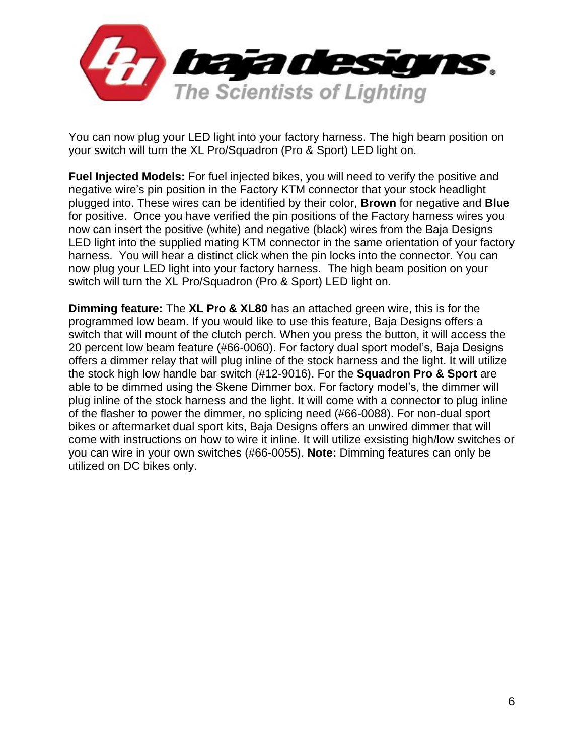You can now plug your LED light into your factory harness. The high beam position on your switch will turn the XL Pro/Squadron (Pro & Sport) LED light on.

**Fuel Injected Models:** For fuel injected bikes, you will need to verify the positive and negative wire's pin position in the Factory KTM connector that your stock headlight plugged into. These wires can be identified by their color, **Brown** for negative and **Blue** for positive. Once you have verified the pin positions of the Factory harness wires you now can insert the positive (white) and negative (black) wires from the Baja Designs LED light into the supplied mating KTM connector in the same orientation of your factory harness. You will hear a distinct click when the pin locks into the connector. You can now plug your LED light into your factory harness. The high beam position on your switch will turn the XL Pro/Squadron (Pro & Sport) LED light on.

**Dimming feature:** The **XL Pro & XL80** has an attached green wire, this is for the programmed low beam. If you would like to use this feature, Baja Designs offers a switch that will mount of the clutch perch. When you press the button, it will access the 20 percent low beam feature (#66-0060). For factory dual sport model's, Baja Designs offers a dimmer relay that will plug inline of the stock harness and the light. It will utilize the stock high low handle bar switch (#12-9016). For the **Squadron Pro & Sport** are able to be dimmed using the Skene Dimmer box. For factory model's, the dimmer will plug inline of the stock harness and the light. It will come with a connector to plug inline of the flasher to power the dimmer, no splicing need (#66-0088). For non-dual sport bikes or aftermarket dual sport kits, Baja Designs offers an unwired dimmer that will come with instructions on how to wire it inline. It will utilize exsisting high/low switches or you can wire in your own switches (#66-0055). **Note:** Dimming features can only be utilized on DC bikes only.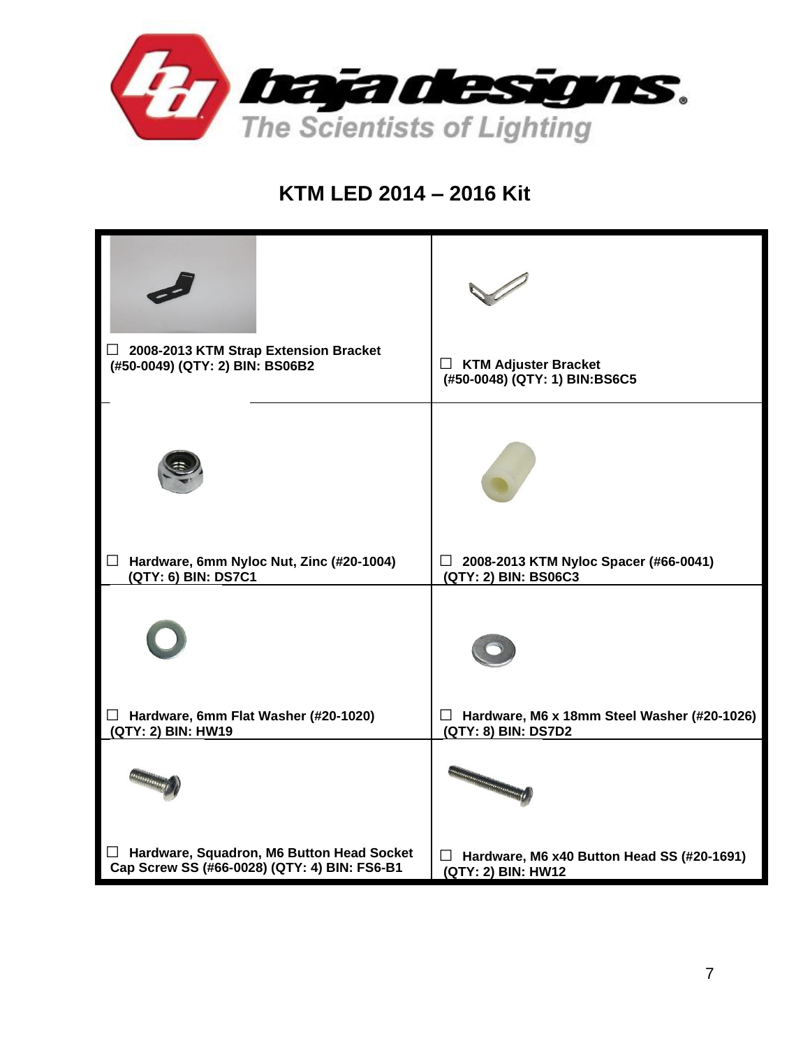# KTM LED 2014 – 2016 Kit

| | |
|---|---|
| ☐ 2008-2013 KTM Strap Extension Bracket (#50-0049) (QTY: 2) BIN: BS06B2 | ☐ KTM Adjuster Bracket (#50-0048) (QTY: 1) BIN:BS6C5 |
| ☐ Hardware, 6mm Nyloc Nut, Zinc (#20-1004) (QTY: 6) BIN: DS7C1 | ☐ 2008-2013 KTM Nyloc Spacer (#66-0041) (QTY: 2) BIN: BS06C3 |
| ☐ Hardware, 6mm Flat Washer (#20-1020) (QTY: 2) BIN: HW19 | ☐ Hardware, M6 x 18mm Steel Washer (#20-1026) (QTY: 8) BIN: DS7D2 |
| ☐ Hardware, Squadron, M6 Button Head Socket Cap Screw SS (#66-0028) (QTY: 4) BIN: FS6-B1 | ☐ Hardware, M6 x40 Button Head SS (#20-1691) (QTY: 2) BIN: HW12 |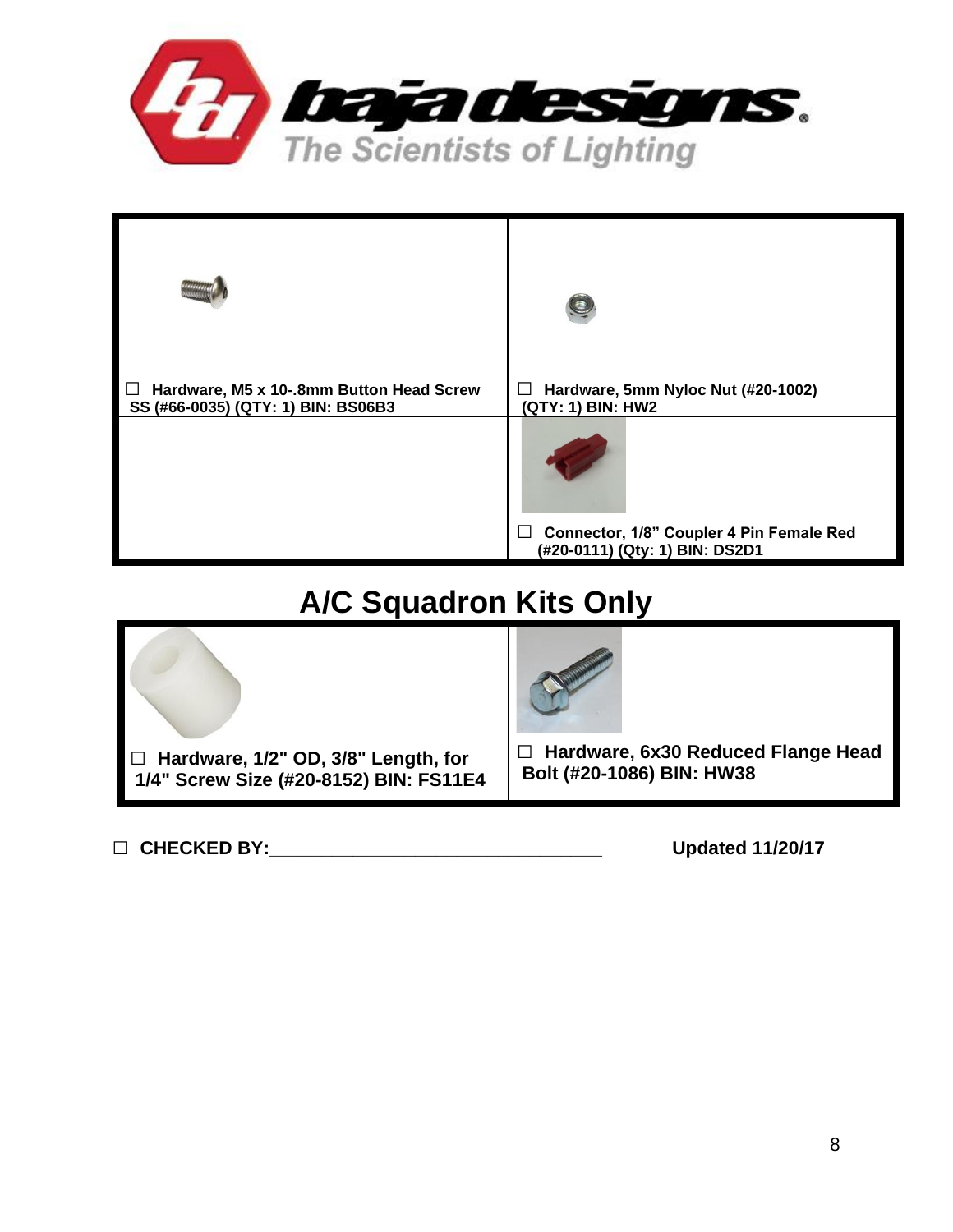| | |
|---|---|
| ☐ Hardware, M5 x 10-.8mm Button Head Screw SS (#66-0035) (QTY: 1) BIN: BS06B3 | ☐ Hardware, 5mm Nyloc Nut (#20-1002) (QTY: 1) BIN: HW2 |
| | ☐ Connector, 1/8" Coupler 4 Pin Female Red (#20-0111) (Qty: 1) BIN: DS2D1 |

## A/C Squadron Kits Only

| | |
|---|---|
| ☐ Hardware, 1/2" OD, 3/8" Length, for 1/4" Screw Size (#20-8152) BIN: FS11E4 | ☐ Hardware, 6x30 Reduced Flange Head Bolt (#20-1086) BIN: HW38 |

☐ **CHECKED BY:**_________________________________ **Updated 11/20/17**